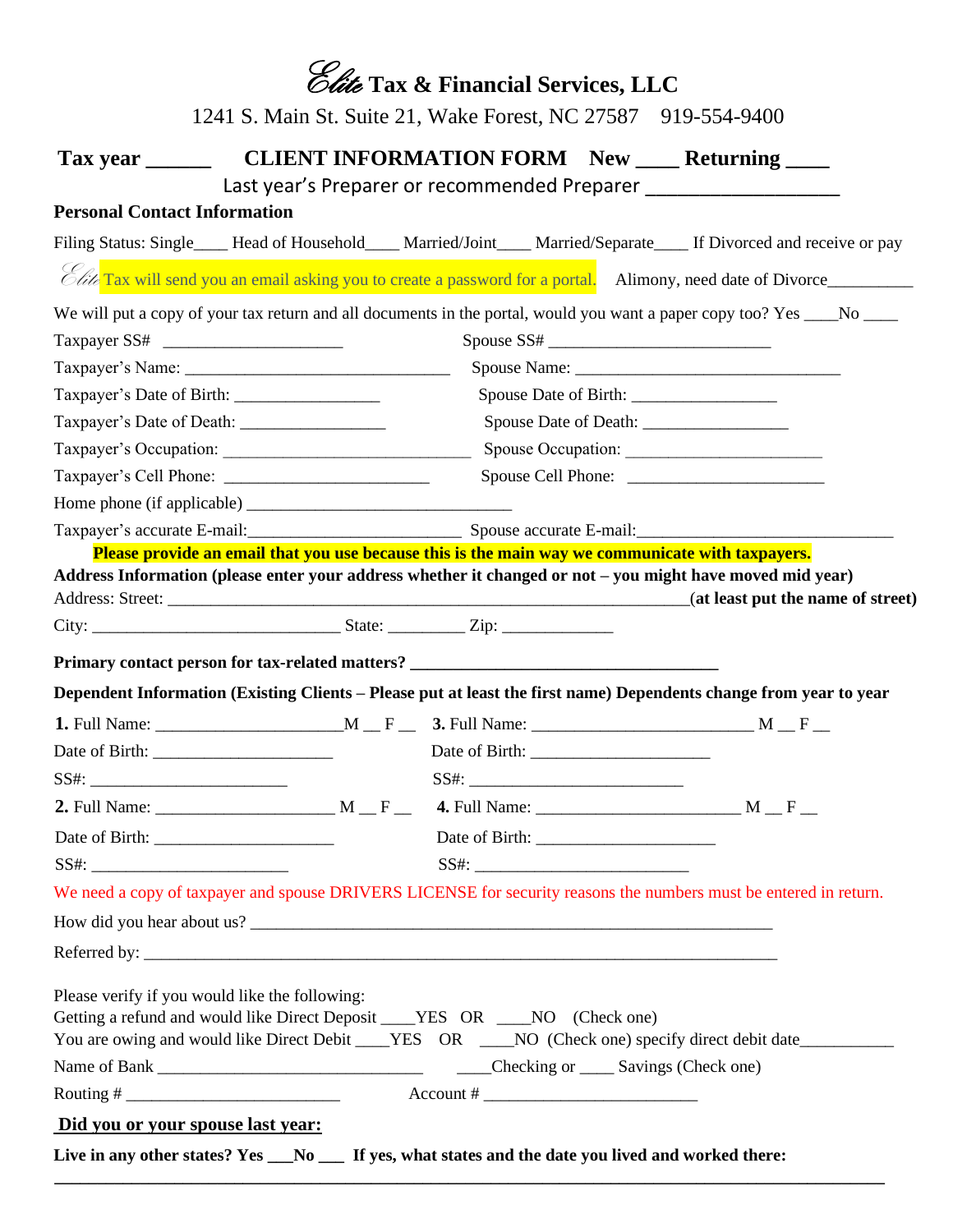# *Elite* Tax & Financial Services, LLC

1241 S. Main St. Suite 21, Wake Forest, NC 27587    919-554-9400

**Tax year \_\_\_\_\_\_    CLIENT INFORMATION FORM    New \_\_\_\_ Returning \_\_\_\_**

Last year's Preparer or recommended Preparer \_\_\_\_\_\_\_\_\_\_\_\_\_\_\_\_\_\_\_

**Personal Contact Information**

Filing Status: Single\_\_\_\_ Head of Household\_\_\_\_ Married/Joint\_\_\_\_ Married/Separate\_\_\_\_ If Divorced and receive or pay

*Elite* Tax will send you an email asking you to create a password for a portal.    Alimony, need date of Divorce\_\_\_\_\_\_\_\_\_\_

We will put a copy of your tax return and all documents in the portal, would you want a paper copy too? Yes \_\_\_\_No \_\_\_\_

Taxpayer SS# \_\_\_\_\_\_\_\_\_\_\_\_\_\_\_\_\_\_\_\_\_    Spouse SS# \_\_\_\_\_\_\_\_\_\_\_\_\_\_\_\_\_\_\_\_\_\_\_\_\_

Taxpayer's Name: \_\_\_\_\_\_\_\_\_\_\_\_\_\_\_\_\_\_\_\_\_\_\_\_\_\_\_\_\_\_    Spouse Name: \_\_\_\_\_\_\_\_\_\_\_\_\_\_\_\_\_\_\_\_\_\_\_\_\_\_\_\_\_\_

Taxpayer's Date of Birth: \_\_\_\_\_\_\_\_\_\_\_\_\_\_\_\_    Spouse Date of Birth: \_\_\_\_\_\_\_\_\_\_\_\_\_\_\_\_

Taxpayer's Date of Death: \_\_\_\_\_\_\_\_\_\_\_\_\_\_\_\_    Spouse Date of Death: \_\_\_\_\_\_\_\_\_\_\_\_\_\_\_\_

Taxpayer's Occupation: \_\_\_\_\_\_\_\_\_\_\_\_\_\_\_\_\_\_\_\_\_\_\_\_\_\_\_\_    Spouse Occupation: \_\_\_\_\_\_\_\_\_\_\_\_\_\_\_\_\_\_\_\_\_\_

Taxpayer's Cell Phone: \_\_\_\_\_\_\_\_\_\_\_\_\_\_\_\_\_\_\_\_\_\_\_    Spouse Cell Phone: \_\_\_\_\_\_\_\_\_\_\_\_\_\_\_\_\_\_\_\_\_\_

Home phone (if applicable) \_\_\_\_\_\_\_\_\_\_\_\_\_\_\_\_\_\_\_\_\_\_\_\_\_\_\_\_\_\_

Taxpayer's accurate E-mail:\_\_\_\_\_\_\_\_\_\_\_\_\_\_\_\_\_\_\_\_\_\_\_\_    Spouse accurate E-mail:\_\_\_\_\_\_\_\_\_\_\_\_\_\_\_\_\_\_\_\_\_\_\_\_\_\_\_\_\_

**Please provide an email that you use because this is the main way we communicate with taxpayers.**

**Address Information (please enter your address whether it changed or not – you might have moved mid year)**

Address: Street: \_\_\_\_\_\_\_\_\_\_\_\_\_\_\_\_\_\_\_\_\_\_\_\_\_\_\_\_\_\_\_\_\_\_\_\_\_\_\_\_\_\_\_\_\_\_\_\_\_\_\_\_\_\_\_\_\_\_\_\_**(at least put the name of street)**

City: \_\_\_\_\_\_\_\_\_\_\_\_\_\_\_\_\_\_\_\_\_\_\_\_\_\_\_\_ State: \_\_\_\_\_\_\_\_\_ Zip: \_\_\_\_\_\_\_\_\_\_\_\_\_

**Primary contact person for tax-related matters? \_\_\_\_\_\_\_\_\_\_\_\_\_\_\_\_\_\_\_\_\_\_\_\_\_\_\_\_\_\_\_\_\_\_\_**

**Dependent Information (Existing Clients – Please put at least the first name) Dependents change from year to year**

**1.** Full Name: \_\_\_\_\_\_\_\_\_\_\_\_\_\_\_\_\_\_\_\_\_M \_\_ F \_\_    **3.** Full Name: \_\_\_\_\_\_\_\_\_\_\_\_\_\_\_\_\_\_\_\_\_\_\_\_\_ M \_\_ F \_\_

Date of Birth: \_\_\_\_\_\_\_\_\_\_\_\_\_\_\_\_\_\_\_\_\_    Date of Birth: \_\_\_\_\_\_\_\_\_\_\_\_\_\_\_\_\_\_\_\_\_

SS#: \_\_\_\_\_\_\_\_\_\_\_\_\_\_\_\_\_\_\_\_\_\_\_    SS#: \_\_\_\_\_\_\_\_\_\_\_\_\_\_\_\_\_\_\_\_\_\_\_\_\_

**2.** Full Name: \_\_\_\_\_\_\_\_\_\_\_\_\_\_\_\_\_\_\_\_ M \_\_ F \_\_    **4.** Full Name: \_\_\_\_\_\_\_\_\_\_\_\_\_\_\_\_\_\_\_\_\_\_\_ M \_\_ F \_\_

Date of Birth: \_\_\_\_\_\_\_\_\_\_\_\_\_\_\_\_\_\_\_\_\_    Date of Birth: \_\_\_\_\_\_\_\_\_\_\_\_\_\_\_\_\_\_\_\_\_

SS#: \_\_\_\_\_\_\_\_\_\_\_\_\_\_\_\_\_\_\_\_\_\_\_    SS#: \_\_\_\_\_\_\_\_\_\_\_\_\_\_\_\_\_\_\_\_\_\_\_\_\_

We need a copy of taxpayer and spouse DRIVERS LICENSE for security reasons the numbers must be entered in return.

How did you hear about us? \_\_\_\_\_\_\_\_\_\_\_\_\_\_\_\_\_\_\_\_\_\_\_\_\_\_\_\_\_\_\_\_\_\_\_\_\_\_\_\_\_\_\_\_\_\_\_\_\_\_\_\_\_\_\_\_\_\_

Referred by: \_\_\_\_\_\_\_\_\_\_\_\_\_\_\_\_\_\_\_\_\_\_\_\_\_\_\_\_\_\_\_\_\_\_\_\_\_\_\_\_\_\_\_\_\_\_\_\_\_\_\_\_\_\_\_\_\_\_\_\_\_\_\_\_\_\_\_\_

Please verify if you would like the following:

Getting a refund and would like Direct Deposit \_\_\_\_YES OR \_\_\_\_NO (Check one)

You are owing and would like Direct Debit \_\_\_\_YES OR \_\_\_\_NO (Check one) specify direct debit date\_\_\_\_\_\_\_\_\_\_\_

Name of Bank \_\_\_\_\_\_\_\_\_\_\_\_\_\_\_\_\_\_\_\_\_\_\_\_\_\_\_\_\_\_\_    \_\_\_\_Checking or \_\_\_\_ Savings (Check one)

Routing # \_\_\_\_\_\_\_\_\_\_\_\_\_\_\_\_\_\_\_\_\_\_\_\_\_    Account # \_\_\_\_\_\_\_\_\_\_\_\_\_\_\_\_\_\_\_\_\_\_\_\_\_

**Did you or your spouse last year:**

**Live in any other states? Yes \_\_\_No \_\_\_ If yes, what states and the date you lived and worked there:**

\_\_\_\_\_\_\_\_\_\_\_\_\_\_\_\_\_\_\_\_\_\_\_\_\_\_\_\_\_\_\_\_\_\_\_\_\_\_\_\_\_\_\_\_\_\_\_\_\_\_\_\_\_\_\_\_\_\_\_\_\_\_\_\_\_\_\_\_\_\_\_\_\_\_\_\_\_\_\_\_\_\_\_\_\_\_\_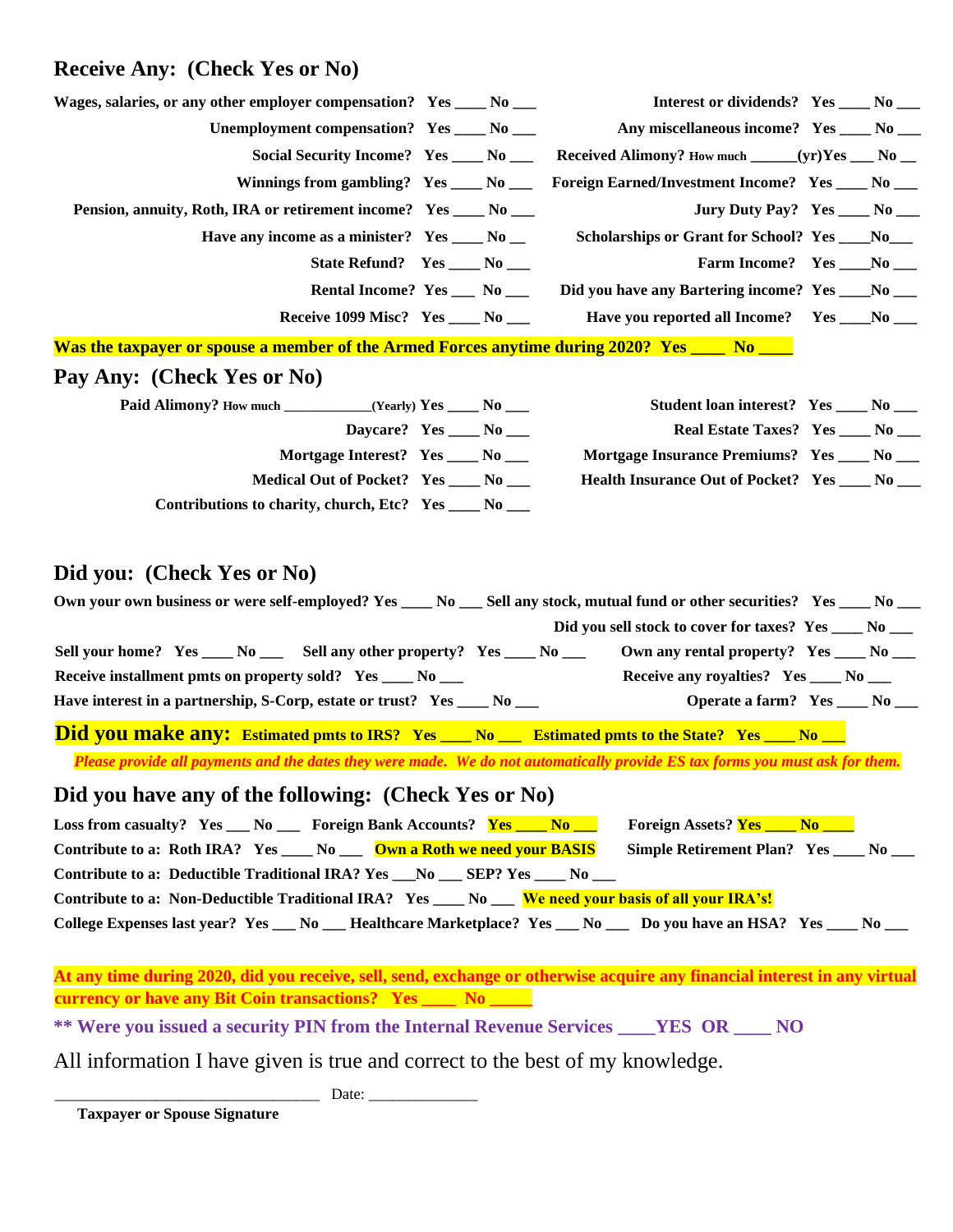## Receive Any: (Check Yes or No)

**Wages, salaries, or any other employer compensation? Yes ____ No ___**

**Interest or dividends? Yes ____ No ___**

**Unemployment compensation? Yes ____ No ___**

**Any miscellaneous income? Yes ____ No ___**

**Social Security Income? Yes ____ No ___**

**Received Alimony?** How much ______**(yr)Yes ___ No __**

**Winnings from gambling? Yes ____ No ___**

**Foreign Earned/Investment Income? Yes ____ No ___**

**Pension, annuity, Roth, IRA or retirement income? Yes ____ No ___**

**Jury Duty Pay? Yes ____ No ___**

**Have any income as a minister? Yes ____ No __**

**Scholarships or Grant for School? Yes ____No___**

**State Refund? Yes ____ No ___**

**Farm Income? Yes ____No ___**

**Rental Income? Yes ___ No ___**

**Did you have any Bartering income? Yes ____No ___**

**Receive 1099 Misc? Yes ____ No ___**

**Have you reported all Income? Yes ____No ___**

**Was the taxpayer or spouse a member of the Armed Forces anytime during 2020? Yes ____ No ____**

## Pay Any: (Check Yes or No)

**Paid Alimony?** How much ___________**(Yearly) Yes ____ No ___**

**Student loan interest? Yes ____ No ___**

**Daycare? Yes ____ No ___**

**Real Estate Taxes? Yes ____ No ___**

**Mortgage Interest? Yes ____ No ___**

**Mortgage Insurance Premiums? Yes ____ No ___**

**Medical Out of Pocket? Yes ____ No ___**

**Health Insurance Out of Pocket? Yes ____ No ___**

**Contributions to charity, church, Etc? Yes ____ No ___**

## Did you: (Check Yes or No)

**Own your own business or were self-employed? Yes ____ No ___**

**Sell any stock, mutual fund or other securities? Yes ____ No ___**

**Did you sell stock to cover for taxes? Yes ____ No ___**

**Sell your home? Yes ____ No ___**

**Sell any other property? Yes ____ No ___**

**Own any rental property? Yes ____ No ___**

**Receive installment pmts on property sold? Yes ____ No ___**

**Receive any royalties? Yes ____ No ___**

**Have interest in a partnership, S-Corp, estate or trust? Yes ____ No ___**

**Operate a farm? Yes ____ No ___**

**Did you make any: Estimated pmts to IRS? Yes ____ No ___ Estimated pmts to the State? Yes ____ No ___**

***Please provide all payments and the dates they were made. We do not automatically provide ES tax forms you must ask for them.***

## Did you have any of the following: (Check Yes or No)

**Loss from casualty? Yes ___ No ___**

**Foreign Bank Accounts? Yes ____ No ___**

**Foreign Assets? Yes ____ No ____**

**Contribute to a: Roth IRA? Yes ____ No ___ Own a Roth we need your BASIS**

**Simple Retirement Plan? Yes ____ No ___**

**Contribute to a: Deductible Traditional IRA? Yes ___No ___ SEP? Yes ____ No ___**

**Contribute to a: Non-Deductible Traditional IRA? Yes ____ No ___ We need your basis of all your IRA's!**

**College Expenses last year? Yes ___ No ___ Healthcare Marketplace? Yes ___ No ___ Do you have an HSA? Yes ____ No ___**

**At any time during 2020, did you receive, sell, send, exchange or otherwise acquire any financial interest in any virtual currency or have any Bit Coin transactions? Yes ____ No _____**

**** Were you issued a security PIN from the Internal Revenue Services ____YES OR ____ NO**

All information I have given is true and correct to the best of my knowledge.

_________________________________ Date: ______________

**Taxpayer or Spouse Signature**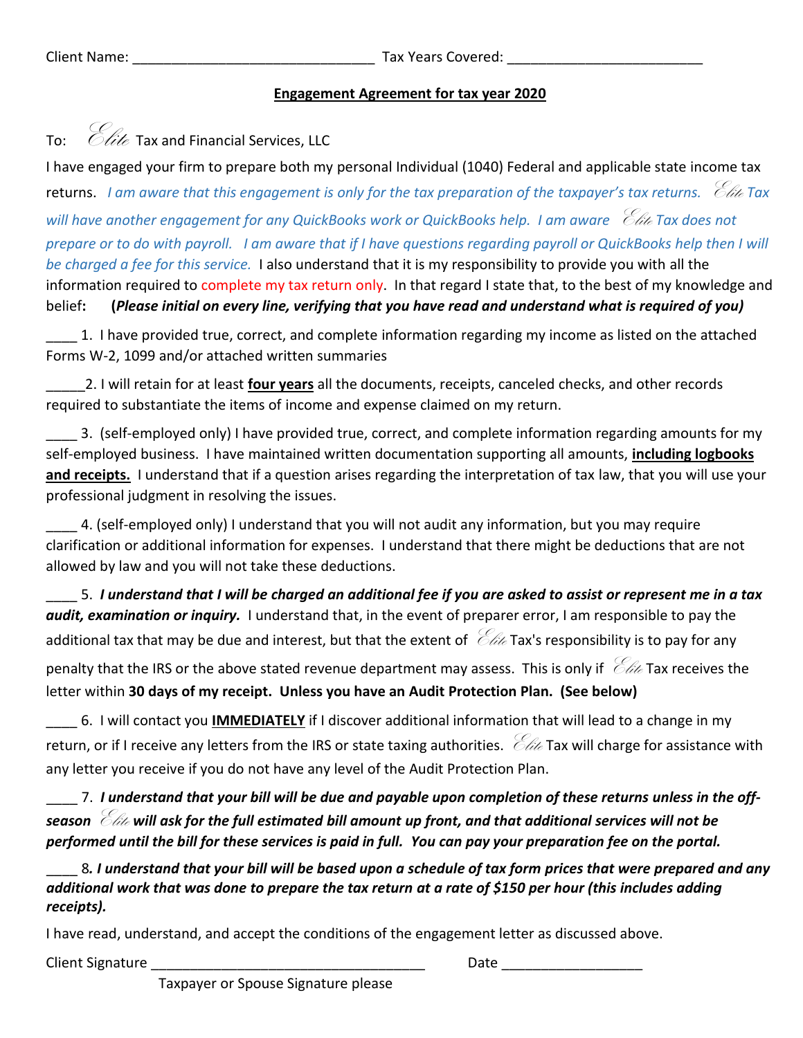Client Name: ______________________________ Tax Years Covered: ________________________

## Engagement Agreement for tax year 2020

To: Elite Tax and Financial Services, LLC

I have engaged your firm to prepare both my personal Individual (1040) Federal and applicable state income tax returns. *I am aware that this engagement is only for the tax preparation of the taxpayer's tax returns. Elite Tax will have another engagement for any QuickBooks work or QuickBooks help. I am aware Elite Tax does not prepare or to do with payroll. I am aware that if I have questions regarding payroll or QuickBooks help then I will be charged a fee for this service.* I also understand that it is my responsibility to provide you with all the information required to complete my tax return only. In that regard I state that, to the best of my knowledge and belief**:** ***(Please initial on every line, verifying that you have read and understand what is required of you)***

____ 1. I have provided true, correct, and complete information regarding my income as listed on the attached Forms W-2, 1099 and/or attached written summaries

_____2. I will retain for at least **four years** all the documents, receipts, canceled checks, and other records required to substantiate the items of income and expense claimed on my return.

____ 3. (self-employed only) I have provided true, correct, and complete information regarding amounts for my self-employed business. I have maintained written documentation supporting all amounts, **including logbooks and receipts.** I understand that if a question arises regarding the interpretation of tax law, that you will use your professional judgment in resolving the issues.

____ 4. (self-employed only) I understand that you will not audit any information, but you may require clarification or additional information for expenses. I understand that there might be deductions that are not allowed by law and you will not take these deductions.

____ 5. ***I understand that I will be charged an additional fee if you are asked to assist or represent me in a tax audit, examination or inquiry.*** I understand that, in the event of preparer error, I am responsible to pay the additional tax that may be due and interest, but that the extent of Elite Tax's responsibility is to pay for any penalty that the IRS or the above stated revenue department may assess. This is only if Elite Tax receives the letter within **30 days of my receipt. Unless you have an Audit Protection Plan. (See below)**

____ 6. I will contact you **IMMEDIATELY** if I discover additional information that will lead to a change in my return, or if I receive any letters from the IRS or state taxing authorities. Elite Tax will charge for assistance with any letter you receive if you do not have any level of the Audit Protection Plan.

____ 7. ***I understand that your bill will be due and payable upon completion of these returns unless in the off-season Elite will ask for the full estimated bill amount up front, and that additional services will not be performed until the bill for these services is paid in full. You can pay your preparation fee on the portal.***

____ 8***. I understand that your bill will be based upon a schedule of tax form prices that were prepared and any additional work that was done to prepare the tax return at a rate of $150 per hour (this includes adding receipts).***

I have read, understand, and accept the conditions of the engagement letter as discussed above.

Client Signature __________________________________ Date _________________

Taxpayer or Spouse Signature please